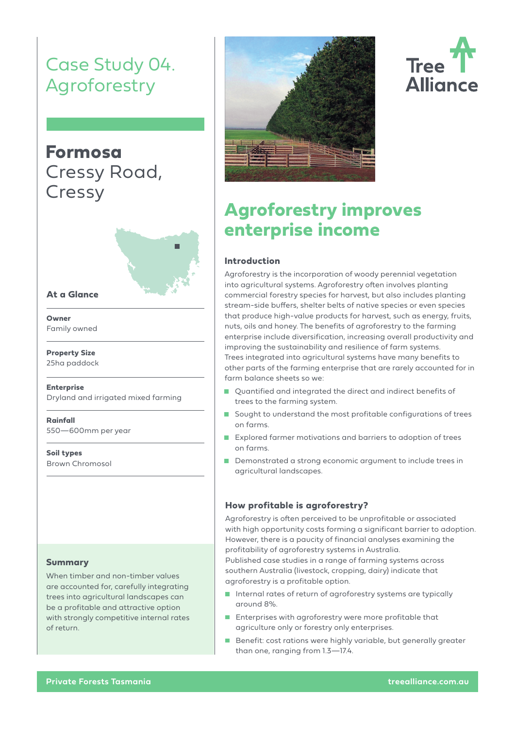# Case Study 04. Agroforestry

## Formosa

Cressy Road, Cressy

### At a Glance

**Owner**
Family owned

**Property Size**
25ha paddock

**Enterprise**
Dryland and irrigated mixed farming

**Rainfall**
550—600mm per year

**Soil types**
Brown Chromosol

### Summary

When timber and non-timber values are accounted for, carefully integrating trees into agricultural landscapes can be a profitable and attractive option with strongly competitive internal rates of return.

## Agroforestry improves enterprise income

### Introduction

Agroforestry is the incorporation of woody perennial vegetation into agricultural systems. Agroforestry often involves planting commercial forestry species for harvest, but also includes planting stream-side buffers, shelter belts of native species or even species that produce high-value products for harvest, such as energy, fruits, nuts, oils and honey. The benefits of agroforestry to the farming enterprise include diversification, increasing overall productivity and improving the sustainability and resilience of farm systems.
Trees integrated into agricultural systems have many benefits to other parts of the farming enterprise that are rarely accounted for in farm balance sheets so we:

- Quantified and integrated the direct and indirect benefits of trees to the farming system.
- Sought to understand the most profitable configurations of trees on farms.
- Explored farmer motivations and barriers to adoption of trees on farms.
- Demonstrated a strong economic argument to include trees in agricultural landscapes.

### How profitable is agroforestry?

Agroforestry is often perceived to be unprofitable or associated with high opportunity costs forming a significant barrier to adoption. However, there is a paucity of financial analyses examining the profitability of agroforestry systems in Australia.
Published case studies in a range of farming systems across southern Australia (livestock, cropping, dairy) indicate that agroforestry is a profitable option.

- Internal rates of return of agroforestry systems are typically around 8%.
- Enterprises with agroforestry were more profitable that agriculture only or forestry only enterprises.
- Benefit: cost rations were highly variable, but generally greater than one, ranging from 1.3—17.4.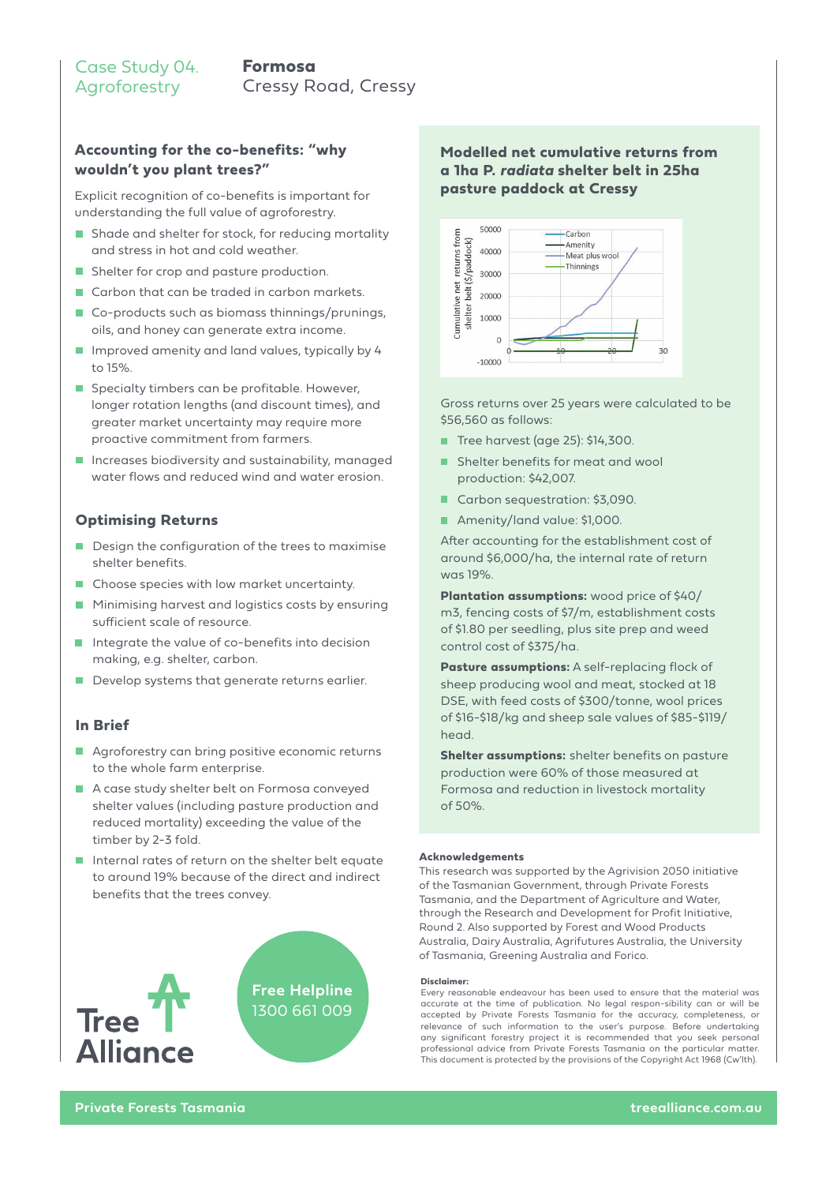Case Study 04.
Agroforestry

**Formosa**
Cressy Road, Cressy

## Accounting for the co-benefits: "why wouldn't you plant trees?"

Explicit recognition of co-benefits is important for understanding the full value of agroforestry.

- Shade and shelter for stock, for reducing mortality and stress in hot and cold weather.
- Shelter for crop and pasture production.
- Carbon that can be traded in carbon markets.
- Co-products such as biomass thinnings/prunings, oils, and honey can generate extra income.
- Improved amenity and land values, typically by 4 to 15%.
- Specialty timbers can be profitable. However, longer rotation lengths (and discount times), and greater market uncertainty may require more proactive commitment from farmers.
- Increases biodiversity and sustainability, managed water flows and reduced wind and water erosion.

## Optimising Returns

- Design the configuration of the trees to maximise shelter benefits.
- Choose species with low market uncertainty.
- Minimising harvest and logistics costs by ensuring sufficient scale of resource.
- Integrate the value of co-benefits into decision making, e.g. shelter, carbon.
- Develop systems that generate returns earlier.

## In Brief

- Agroforestry can bring positive economic returns to the whole farm enterprise.
- A case study shelter belt on Formosa conveyed shelter values (including pasture production and reduced mortality) exceeding the value of the timber by 2-3 fold.
- Internal rates of return on the shelter belt equate to around 19% because of the direct and indirect benefits that the trees convey.

Tree Alliance

**Free Helpline**
1300 661 009

## Modelled net cumulative returns from a 1ha P. *radiata* shelter belt in 25ha pasture paddock at Cressy

Cumulative net returns from shelter belt ($/paddock)

50000
40000
30000
20000
10000
0
-10000

0
10
20
30

Carbon
Amenity
Meat plus wool
Thinnings

Gross returns over 25 years were calculated to be $56,560 as follows:

- Tree harvest (age 25): $14,300.
- Shelter benefits for meat and wool production: $42,007.
- Carbon sequestration: $3,090.
- Amenity/land value: $1,000.

After accounting for the establishment cost of around $6,000/ha, the internal rate of return was 19%.

**Plantation assumptions:** wood price of $40/m3, fencing costs of $7/m, establishment costs of $1.80 per seedling, plus site prep and weed control cost of $375/ha.

**Pasture assumptions:** A self-replacing flock of sheep producing wool and meat, stocked at 18 DSE, with feed costs of $300/tonne, wool prices of $16-$18/kg and sheep sale values of $85-$119/head.

**Shelter assumptions:** shelter benefits on pasture production were 60% of those measured at Formosa and reduction in livestock mortality of 50%.

**Acknowledgements**

This research was supported by the Agrivision 2050 initiative of the Tasmanian Government, through Private Forests Tasmania, and the Department of Agriculture and Water, through the Research and Development for Profit Initiative, Round 2. Also supported by Forest and Wood Products Australia, Dairy Australia, Agrifutures Australia, the University of Tasmania, Greening Australia and Forico.

**Disclaimer:**

Every reasonable endeavour has been used to ensure that the material was accurate at the time of publication. No legal respon-sibility can or will be accepted by Private Forests Tasmania for the accuracy, completeness, or relevance of such information to the user's purpose. Before undertaking any significant forestry project it is recommended that you seek personal professional advice from Private Forests Tasmania on the particular matter. This document is protected by the provisions of the Copyright Act 1968 (Cw'lth).

Private Forests Tasmania

treealliance.com.au